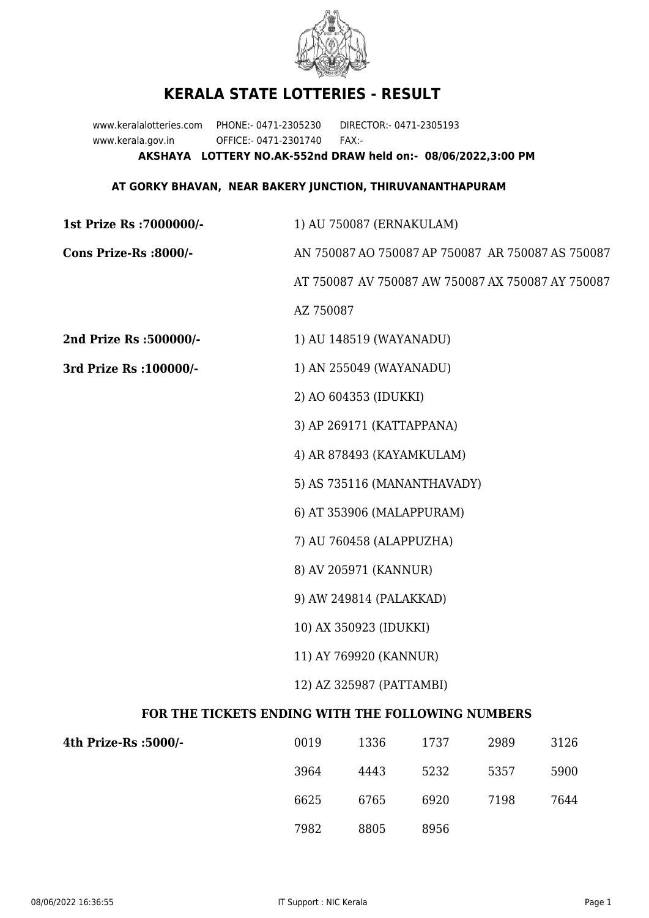# KERALA STATE LOTTERIES - RESULT

www.keralalotteries.com PHONE:- 0471-2305230 DIRECTOR:- 0471-2305193
www.kerala.gov.in OFFICE:- 0471-2301740 FAX:-

**AKSHAYA LOTTERY NO.AK-552nd DRAW held on:- 08/06/2022,3:00 PM**

**AT GORKY BHAVAN, NEAR BAKERY JUNCTION, THIRUVANANTHAPURAM**

**1st Prize Rs :7000000/-** 1) AU 750087 (ERNAKULAM)

**Cons Prize-Rs :8000/-** AN 750087 AO 750087 AP 750087 AR 750087 AS 750087 AT 750087 AV 750087 AW 750087 AX 750087 AY 750087 AZ 750087

**2nd Prize Rs :500000/-** 1) AU 148519 (WAYANADU)

**3rd Prize Rs :100000/-**

1) AN 255049 (WAYANADU)
2) AO 604353 (IDUKKI)
3) AP 269171 (KATTAPPANA)
4) AR 878493 (KAYAMKULAM)
5) AS 735116 (MANANTHAVADY)
6) AT 353906 (MALAPPURAM)
7) AU 760458 (ALAPPUZHA)
8) AV 205971 (KANNUR)
9) AW 249814 (PALAKKAD)
10) AX 350923 (IDUKKI)
11) AY 769920 (KANNUR)
12) AZ 325987 (PATTAMBI)

### FOR THE TICKETS ENDING WITH THE FOLLOWING NUMBERS

**4th Prize-Rs :5000/-**

| | | | | |
|---|---|---|---|---|
| 0019 | 1336 | 1737 | 2989 | 3126 |
| 3964 | 4443 | 5232 | 5357 | 5900 |
| 6625 | 6765 | 6920 | 7198 | 7644 |
| 7982 | 8805 | 8956 | | |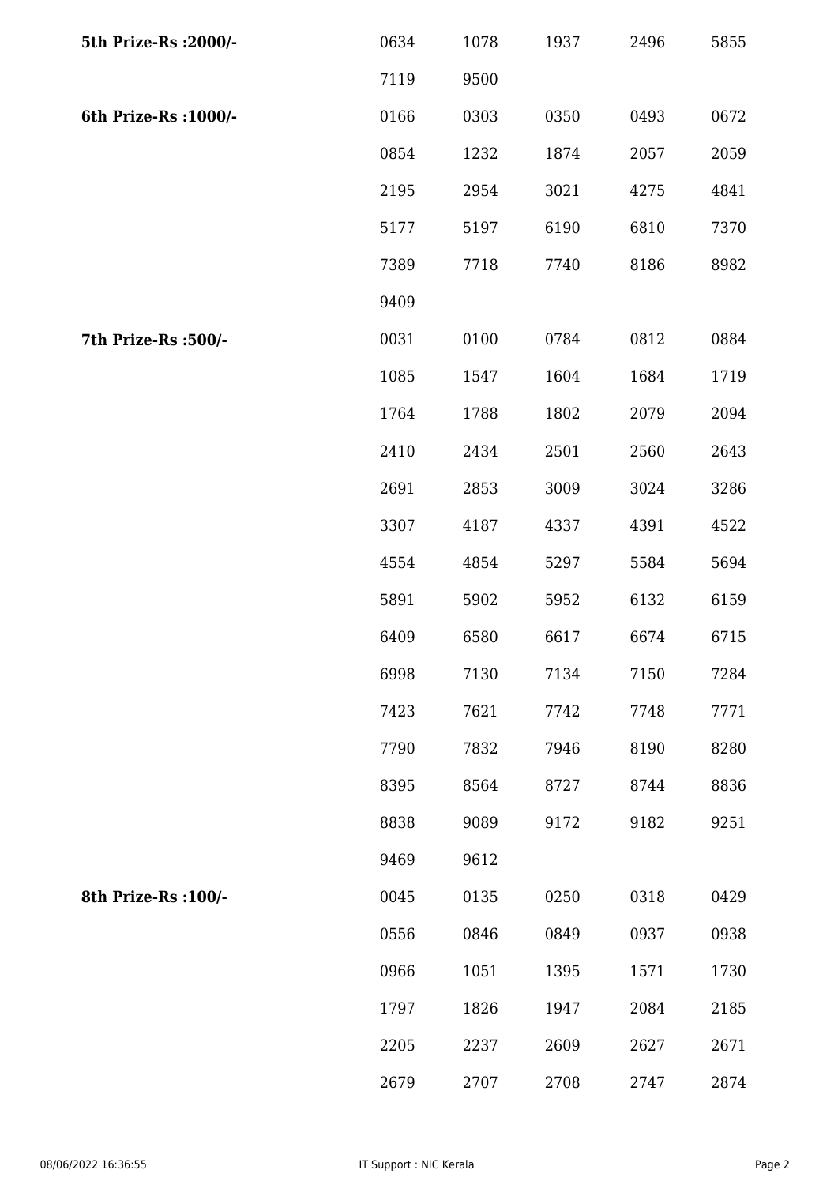| | | | | | |
|---|---|---|---|---|---|
| **5th Prize-Rs :2000/-** | 0634 | 1078 | 1937 | 2496 | 5855 |
| | 7119 | 9500 | | | |
| **6th Prize-Rs :1000/-** | 0166 | 0303 | 0350 | 0493 | 0672 |
| | 0854 | 1232 | 1874 | 2057 | 2059 |
| | 2195 | 2954 | 3021 | 4275 | 4841 |
| | 5177 | 5197 | 6190 | 6810 | 7370 |
| | 7389 | 7718 | 7740 | 8186 | 8982 |
| | 9409 | | | | |
| **7th Prize-Rs :500/-** | 0031 | 0100 | 0784 | 0812 | 0884 |
| | 1085 | 1547 | 1604 | 1684 | 1719 |
| | 1764 | 1788 | 1802 | 2079 | 2094 |
| | 2410 | 2434 | 2501 | 2560 | 2643 |
| | 2691 | 2853 | 3009 | 3024 | 3286 |
| | 3307 | 4187 | 4337 | 4391 | 4522 |
| | 4554 | 4854 | 5297 | 5584 | 5694 |
| | 5891 | 5902 | 5952 | 6132 | 6159 |
| | 6409 | 6580 | 6617 | 6674 | 6715 |
| | 6998 | 7130 | 7134 | 7150 | 7284 |
| | 7423 | 7621 | 7742 | 7748 | 7771 |
| | 7790 | 7832 | 7946 | 8190 | 8280 |
| | 8395 | 8564 | 8727 | 8744 | 8836 |
| | 8838 | 9089 | 9172 | 9182 | 9251 |
| | 9469 | 9612 | | | |
| **8th Prize-Rs :100/-** | 0045 | 0135 | 0250 | 0318 | 0429 |
| | 0556 | 0846 | 0849 | 0937 | 0938 |
| | 0966 | 1051 | 1395 | 1571 | 1730 |
| | 1797 | 1826 | 1947 | 2084 | 2185 |
| | 2205 | 2237 | 2609 | 2627 | 2671 |
| | 2679 | 2707 | 2708 | 2747 | 2874 |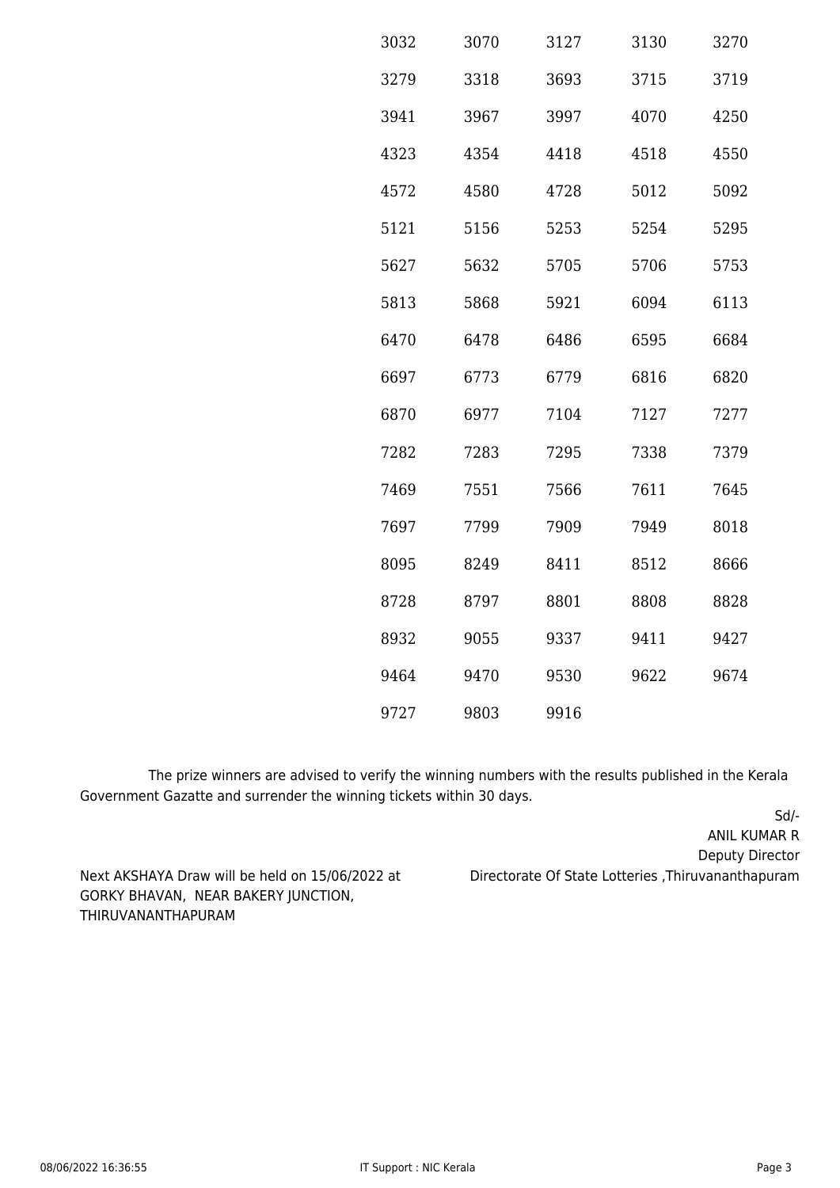| | | | | |
|---|---|---|---|---|
| 3032 | 3070 | 3127 | 3130 | 3270 |
| 3279 | 3318 | 3693 | 3715 | 3719 |
| 3941 | 3967 | 3997 | 4070 | 4250 |
| 4323 | 4354 | 4418 | 4518 | 4550 |
| 4572 | 4580 | 4728 | 5012 | 5092 |
| 5121 | 5156 | 5253 | 5254 | 5295 |
| 5627 | 5632 | 5705 | 5706 | 5753 |
| 5813 | 5868 | 5921 | 6094 | 6113 |
| 6470 | 6478 | 6486 | 6595 | 6684 |
| 6697 | 6773 | 6779 | 6816 | 6820 |
| 6870 | 6977 | 7104 | 7127 | 7277 |
| 7282 | 7283 | 7295 | 7338 | 7379 |
| 7469 | 7551 | 7566 | 7611 | 7645 |
| 7697 | 7799 | 7909 | 7949 | 8018 |
| 8095 | 8249 | 8411 | 8512 | 8666 |
| 8728 | 8797 | 8801 | 8808 | 8828 |
| 8932 | 9055 | 9337 | 9411 | 9427 |
| 9464 | 9470 | 9530 | 9622 | 9674 |
| 9727 | 9803 | 9916 | | |

The prize winners are advised to verify the winning numbers with the results published in the Kerala Government Gazatte and surrender the winning tickets within 30 days.

Sd/-
ANIL KUMAR R
Deputy Director
Directorate Of State Lotteries ,Thiruvananthapuram

Next AKSHAYA Draw will be held on 15/06/2022 at GORKY BHAVAN, NEAR BAKERY JUNCTION, THIRUVANANTHAPURAM